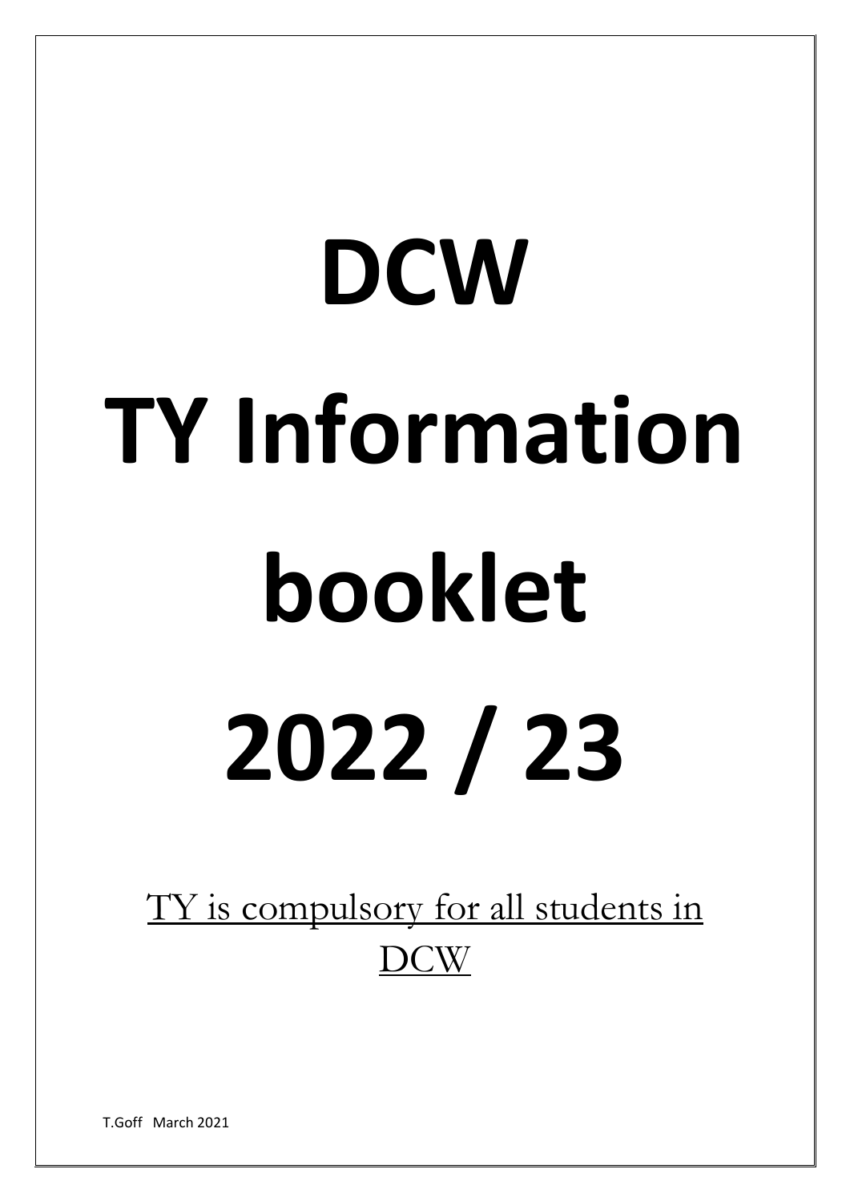# DCW

# TY Information booklet

# 2022 / 23

<u>TY is compulsory for all students in DCW</u>

T.Goff March 2021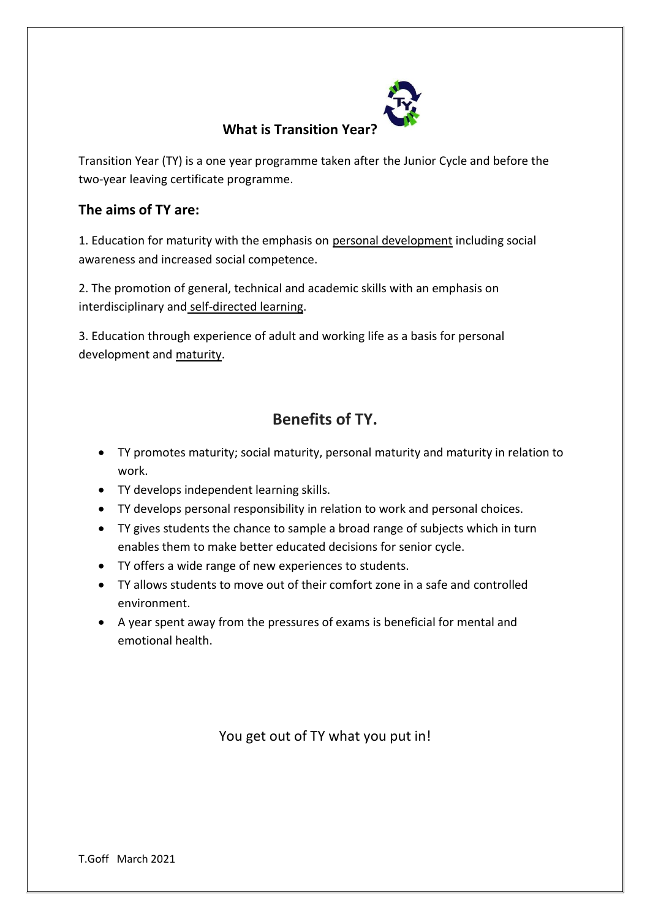# What is Transition Year?

Transition Year (TY) is a one year programme taken after the Junior Cycle and before the two-year leaving certificate programme.

## The aims of TY are:

1. Education for maturity with the emphasis on personal development including social awareness and increased social competence.

2. The promotion of general, technical and academic skills with an emphasis on interdisciplinary and self-directed learning.

3. Education through experience of adult and working life as a basis for personal development and maturity.

## Benefits of TY.

- TY promotes maturity; social maturity, personal maturity and maturity in relation to work.
- TY develops independent learning skills.
- TY develops personal responsibility in relation to work and personal choices.
- TY gives students the chance to sample a broad range of subjects which in turn enables them to make better educated decisions for senior cycle.
- TY offers a wide range of new experiences to students.
- TY allows students to move out of their comfort zone in a safe and controlled environment.
- A year spent away from the pressures of exams is beneficial for mental and emotional health.

You get out of TY what you put in!

T.Goff March 2021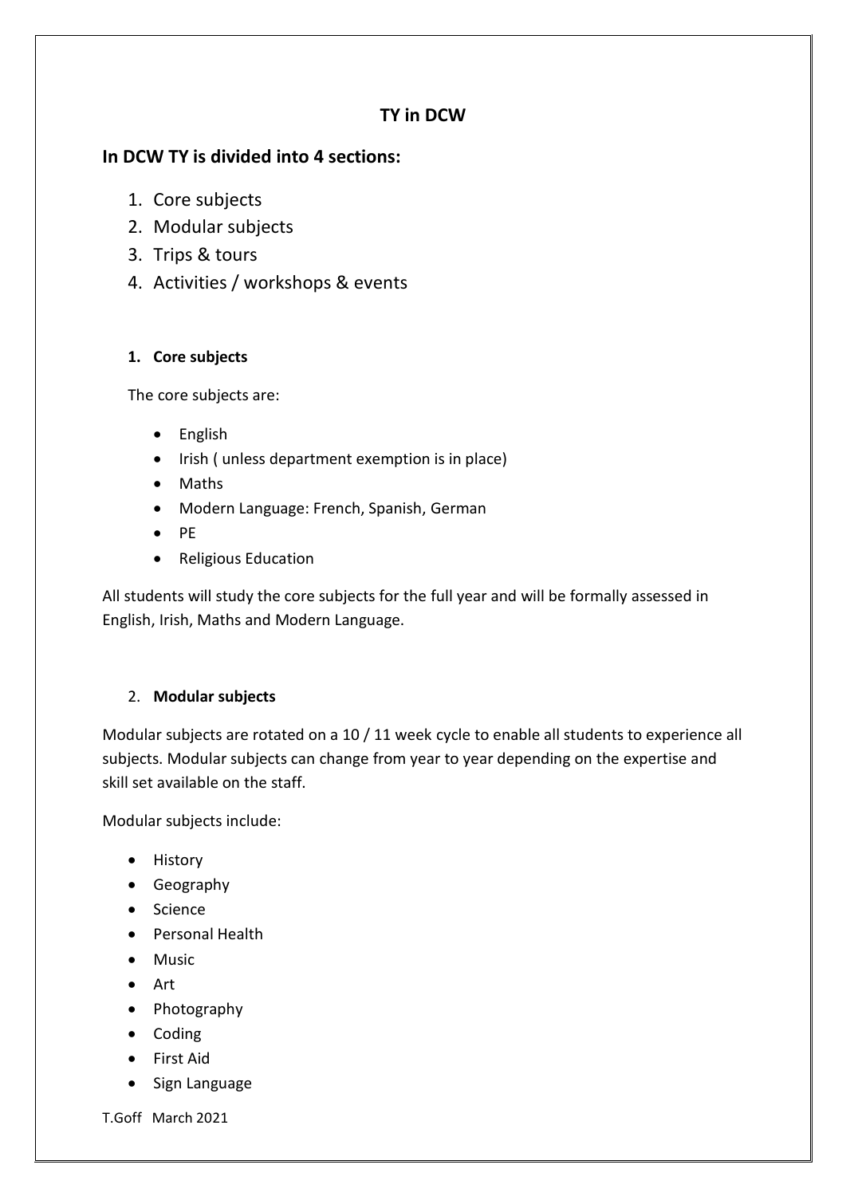# TY in DCW

## In DCW TY is divided into 4 sections:

1. Core subjects
2. Modular subjects
3. Trips & tours
4. Activities / workshops & events

### 1. Core subjects

The core subjects are:

- English
- Irish ( unless department exemption is in place)
- Maths
- Modern Language: French, Spanish, German
- PE
- Religious Education

All students will study the core subjects for the full year and will be formally assessed in English, Irish, Maths and Modern Language.

### 2. Modular subjects

Modular subjects are rotated on a 10 / 11 week cycle to enable all students to experience all subjects. Modular subjects can change from year to year depending on the expertise and skill set available on the staff.

Modular subjects include:

- History
- Geography
- Science
- Personal Health
- Music
- Art
- Photography
- Coding
- First Aid
- Sign Language

T.Goff March 2021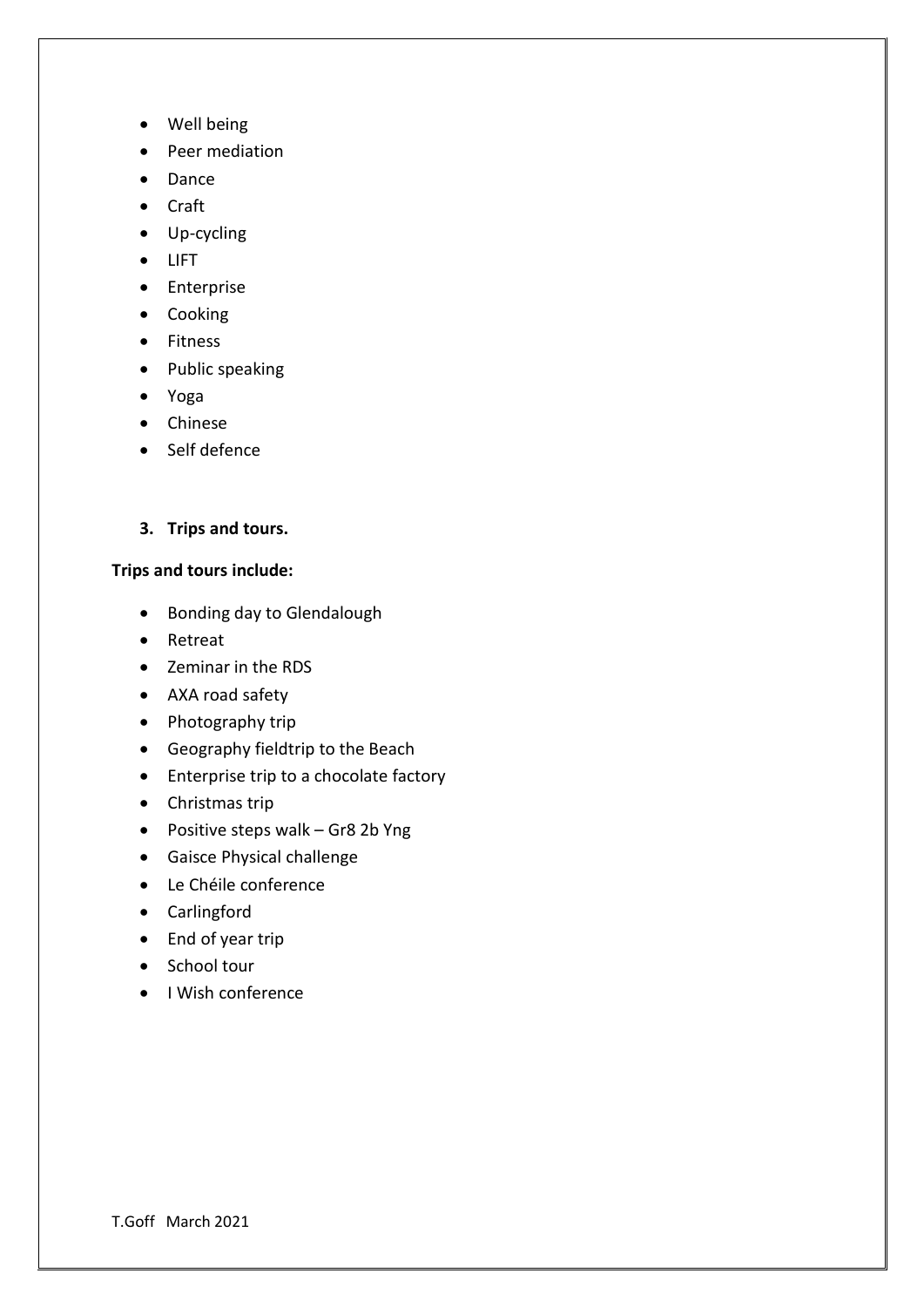- Well being
- Peer mediation
- Dance
- Craft
- Up-cycling
- LIFT
- Enterprise
- Cooking
- Fitness
- Public speaking
- Yoga
- Chinese
- Self defence

3. **Trips and tours.**

**Trips and tours include:**

- Bonding day to Glendalough
- Retreat
- Zeminar in the RDS
- AXA road safety
- Photography trip
- Geography fieldtrip to the Beach
- Enterprise trip to a chocolate factory
- Christmas trip
- Positive steps walk – Gr8 2b Yng
- Gaisce Physical challenge
- Le Chéile conference
- Carlingford
- End of year trip
- School tour
- I Wish conference

T.Goff March 2021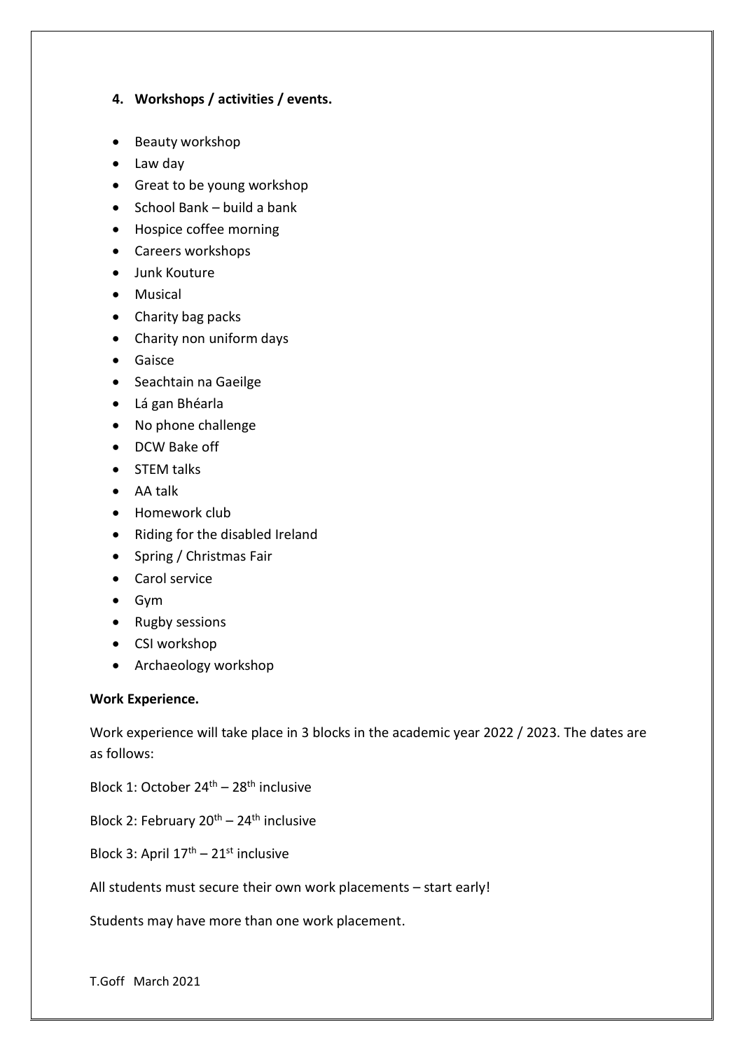**4. Workshops / activities / events.**

- Beauty workshop
- Law day
- Great to be young workshop
- School Bank – build a bank
- Hospice coffee morning
- Careers workshops
- Junk Kouture
- Musical
- Charity bag packs
- Charity non uniform days
- Gaisce
- Seachtain na Gaeilge
- Lá gan Bhéarla
- No phone challenge
- DCW Bake off
- STEM talks
- AA talk
- Homework club
- Riding for the disabled Ireland
- Spring / Christmas Fair
- Carol service
- Gym
- Rugby sessions
- CSI workshop
- Archaeology workshop

**Work Experience.**

Work experience will take place in 3 blocks in the academic year 2022 / 2023. The dates are as follows:

Block 1: October 24th – 28th inclusive

Block 2: February 20th – 24th inclusive

Block 3: April 17th – 21st inclusive

All students must secure their own work placements – start early!

Students may have more than one work placement.

T.Goff March 2021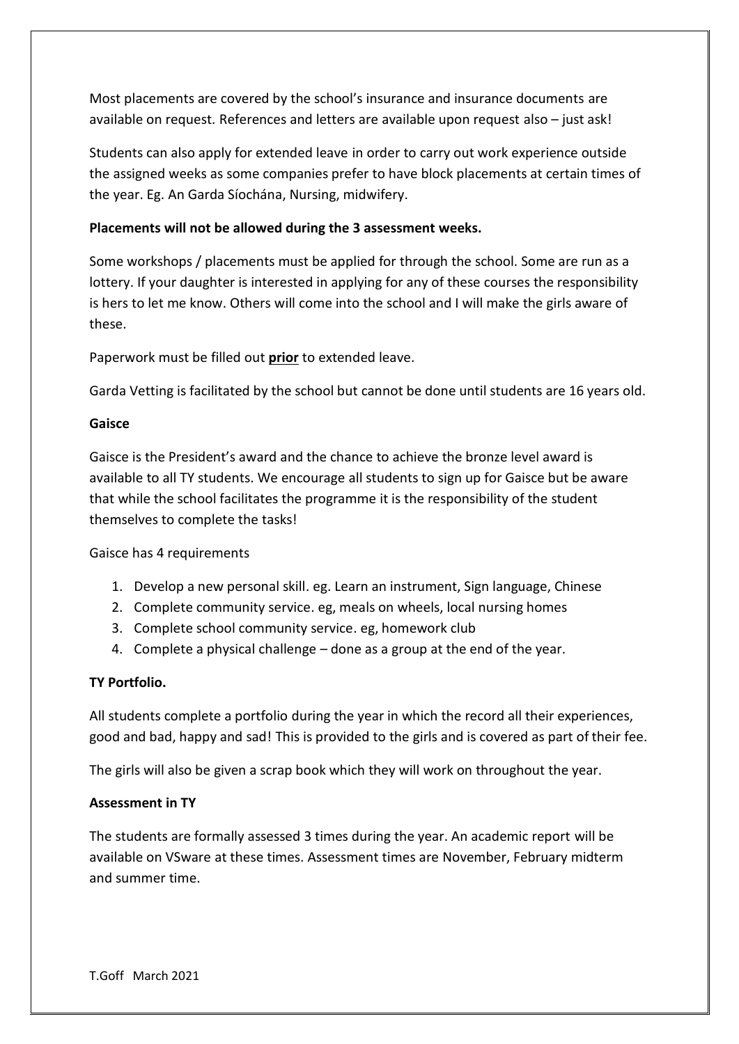Most placements are covered by the school's insurance and insurance documents are available on request. References and letters are available upon request also – just ask!

Students can also apply for extended leave in order to carry out work experience outside the assigned weeks as some companies prefer to have block placements at certain times of the year. Eg. An Garda Síochána, Nursing, midwifery.

**Placements will not be allowed during the 3 assessment weeks.**

Some workshops / placements must be applied for through the school. Some are run as a lottery. If your daughter is interested in applying for any of these courses the responsibility is hers to let me know. Others will come into the school and I will make the girls aware of these.

Paperwork must be filled out **prior** to extended leave.

Garda Vetting is facilitated by the school but cannot be done until students are 16 years old.

**Gaisce**

Gaisce is the President's award and the chance to achieve the bronze level award is available to all TY students. We encourage all students to sign up for Gaisce but be aware that while the school facilitates the programme it is the responsibility of the student themselves to complete the tasks!

Gaisce has 4 requirements

1. Develop a new personal skill. eg. Learn an instrument, Sign language, Chinese
2. Complete community service. eg, meals on wheels, local nursing homes
3. Complete school community service. eg, homework club
4. Complete a physical challenge – done as a group at the end of the year.

**TY Portfolio.**

All students complete a portfolio during the year in which the record all their experiences, good and bad, happy and sad! This is provided to the girls and is covered as part of their fee.

The girls will also be given a scrap book which they will work on throughout the year.

**Assessment in TY**

The students are formally assessed 3 times during the year. An academic report will be available on VSware at these times. Assessment times are November, February midterm and summer time.

T.Goff March 2021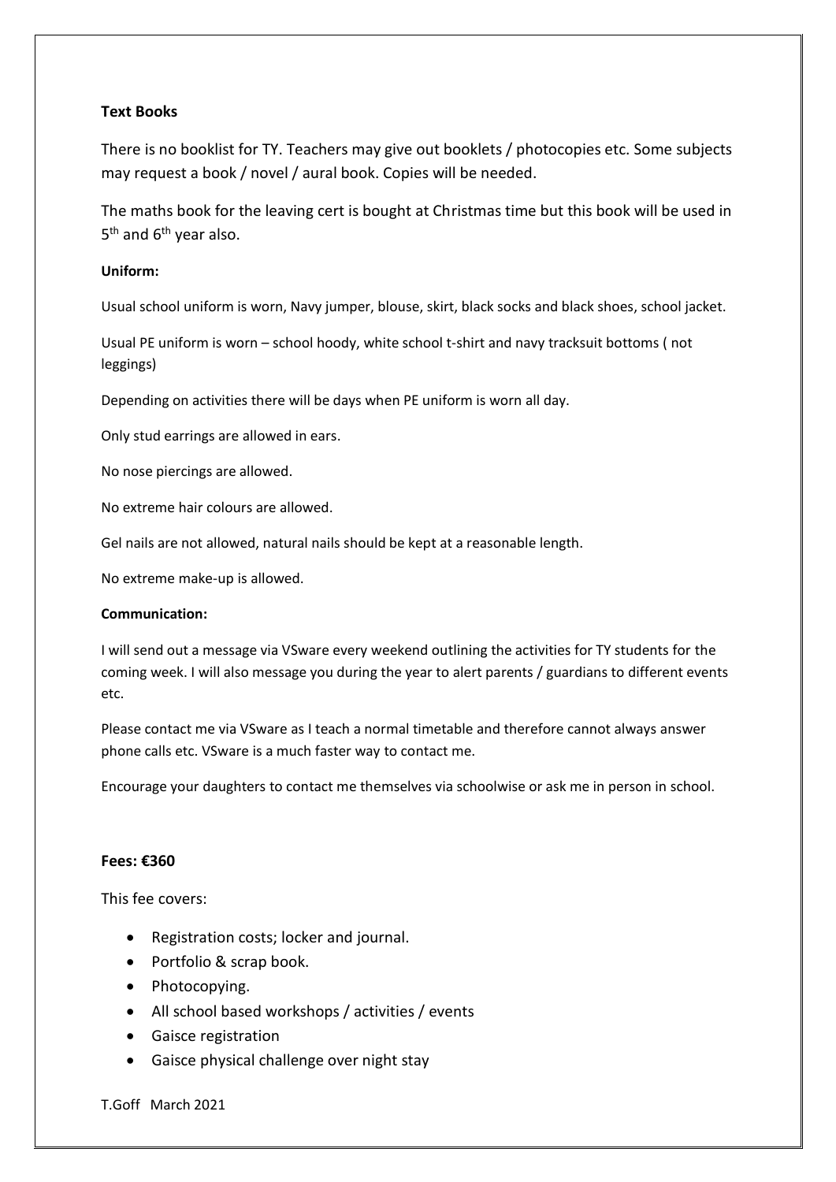**Text Books**

There is no booklist for TY. Teachers may give out booklets / photocopies etc. Some subjects may request a book / novel / aural book. Copies will be needed.

The maths book for the leaving cert is bought at Christmas time but this book will be used in 5th and 6th year also.

**Uniform:**

Usual school uniform is worn, Navy jumper, blouse, skirt, black socks and black shoes, school jacket.

Usual PE uniform is worn – school hoody, white school t-shirt and navy tracksuit bottoms ( not leggings)

Depending on activities there will be days when PE uniform is worn all day.

Only stud earrings are allowed in ears.

No nose piercings are allowed.

No extreme hair colours are allowed.

Gel nails are not allowed, natural nails should be kept at a reasonable length.

No extreme make-up is allowed.

**Communication:**

I will send out a message via VSware every weekend outlining the activities for TY students for the coming week. I will also message you during the year to alert parents / guardians to different events etc.

Please contact me via VSware as I teach a normal timetable and therefore cannot always answer phone calls etc. VSware is a much faster way to contact me.

Encourage your daughters to contact me themselves via schoolwise or ask me in person in school.

**Fees: €360**

This fee covers:

- Registration costs; locker and journal.
- Portfolio & scrap book.
- Photocopying.
- All school based workshops / activities / events
- Gaisce registration
- Gaisce physical challenge over night stay

T.Goff March 2021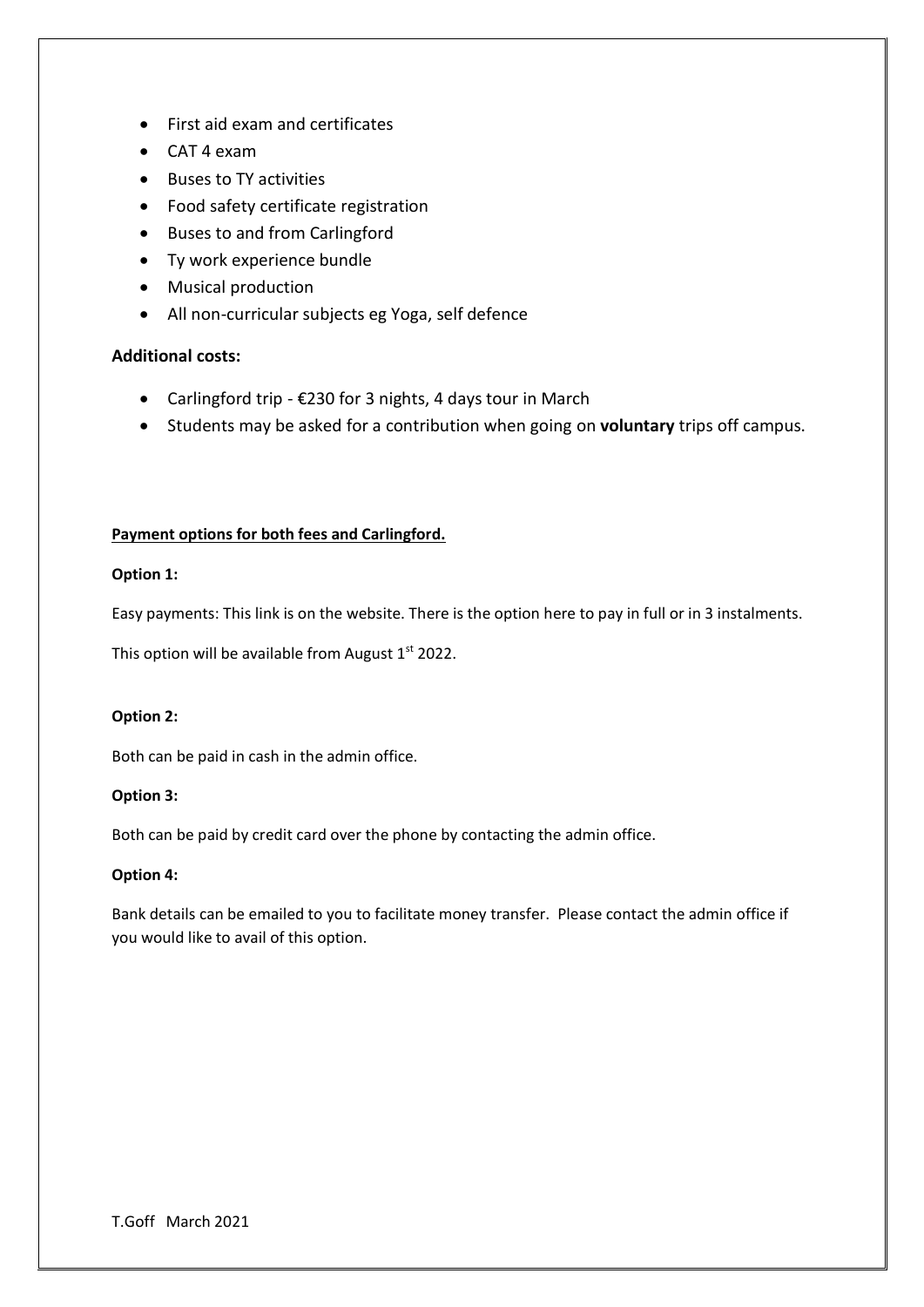- First aid exam and certificates
- CAT 4 exam
- Buses to TY activities
- Food safety certificate registration
- Buses to and from Carlingford
- Ty work experience bundle
- Musical production
- All non-curricular subjects eg Yoga, self defence

### Additional costs:

- Carlingford trip - €230 for 3 nights, 4 days tour in March
- Students may be asked for a contribution when going on **voluntary** trips off campus.

**Payment options for both fees and Carlingford.**

**Option 1:**

Easy payments: This link is on the website. There is the option here to pay in full or in 3 instalments.

This option will be available from August 1st 2022.

**Option 2:**

Both can be paid in cash in the admin office.

**Option 3:**

Both can be paid by credit card over the phone by contacting the admin office.

**Option 4:**

Bank details can be emailed to you to facilitate money transfer. Please contact the admin office if you would like to avail of this option.

T.Goff March 2021